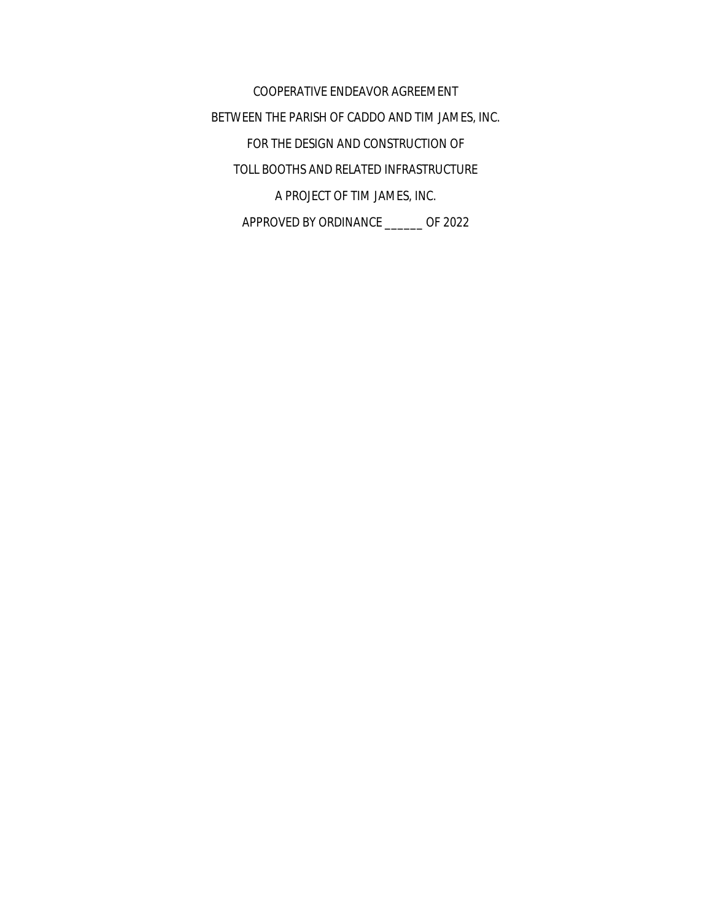COOPERATIVE ENDEAVOR AGREEMENT

BETWEEN THE PARISH OF CADDO AND TIM JAMES, INC.

FOR THE DESIGN AND CONSTRUCTION OF

TOLL BOOTHS AND RELATED INFRASTRUCTURE

A PROJECT OF TIM JAMES, INC.

APPROVED BY ORDINANCE ______ OF 2022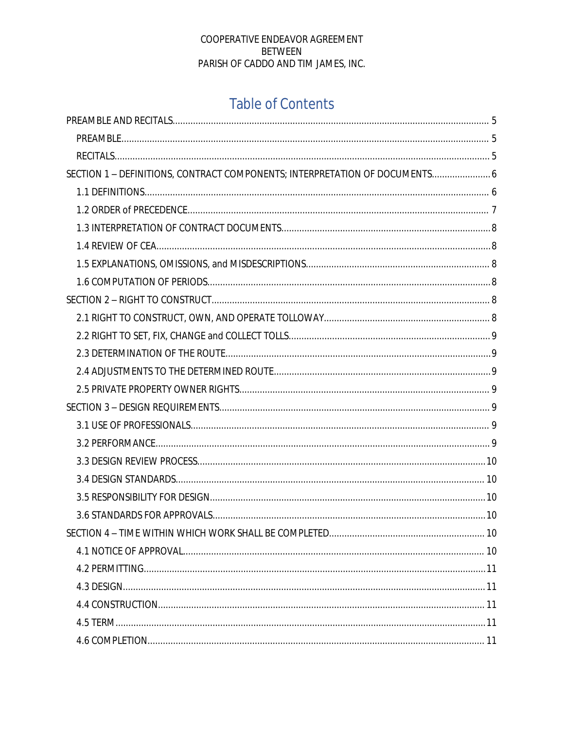COOPERATIVE ENDEAVOR AGREEMENT
BETWEEN
PARISH OF CADDO AND TIM JAMES, INC.

# Table of Contents

PREAMBLE AND RECITALS .......... 5

- PREAMBLE .......... 5
- RECITALS .......... 5

SECTION 1 – DEFINITIONS, CONTRACT COMPONENTS; INTERPRETATION OF DOCUMENTS .......... 6

- 1.1 DEFINITIONS .......... 6
- 1.2 ORDER of PRECEDENCE .......... 7
- 1.3 INTERPRETATION OF CONTRACT DOCUMENTS .......... 8
- 1.4 REVIEW OF CEA .......... 8
- 1.5 EXPLANATIONS, OMISSIONS, and MISDESCRIPTIONS .......... 8
- 1.6 COMPUTATION OF PERIODS .......... 8

SECTION 2 – RIGHT TO CONSTRUCT .......... 8

- 2.1 RIGHT TO CONSTRUCT, OWN, AND OPERATE TOLLOWAY .......... 8
- 2.2 RIGHT TO SET, FIX, CHANGE and COLLECT TOLLS .......... 9
- 2.3 DETERMINATION OF THE ROUTE .......... 9
- 2.4 ADJUSTMENTS TO THE DETERMINED ROUTE .......... 9
- 2.5 PRIVATE PROPERTY OWNER RIGHTS .......... 9

SECTION 3 – DESIGN REQUIREMENTS .......... 9

- 3.1 USE OF PROFESSIONALS .......... 9
- 3.2 PERFORMANCE .......... 9
- 3.3 DESIGN REVIEW PROCESS .......... 10
- 3.4 DESIGN STANDARDS .......... 10
- 3.5 RESPONSIBILITY FOR DESIGN .......... 10
- 3.6 STANDARDS FOR APPROVALS .......... 10

SECTION 4 – TIME WITHIN WHICH WORK SHALL BE COMPLETED .......... 10

- 4.1 NOTICE OF APPROVAL .......... 10
- 4.2 PERMITTING .......... 11
- 4.3 DESIGN .......... 11
- 4.4 CONSTRUCTION .......... 11
- 4.5 TERM .......... 11
- 4.6 COMPLETION .......... 11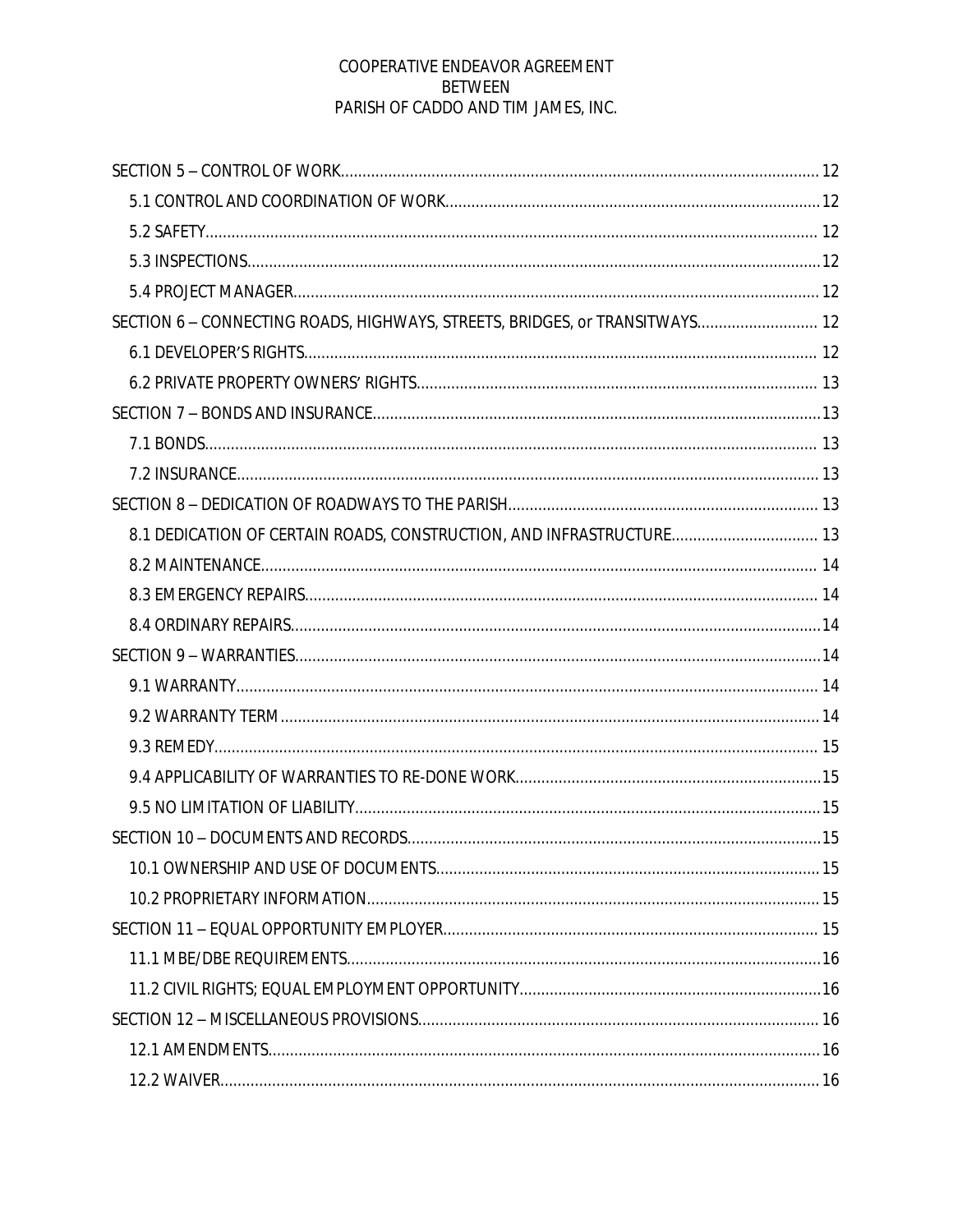COOPERATIVE ENDEAVOR AGREEMENT
BETWEEN
PARISH OF CADDO AND TIM JAMES, INC.

SECTION 5 – CONTROL OF WORK .......... 12
- 5.1 CONTROL AND COORDINATION OF WORK .......... 12
- 5.2 SAFETY .......... 12
- 5.3 INSPECTIONS .......... 12
- 5.4 PROJECT MANAGER .......... 12

SECTION 6 – CONNECTING ROADS, HIGHWAYS, STREETS, BRIDGES, or TRANSITWAYS .......... 12
- 6.1 DEVELOPER'S RIGHTS .......... 12
- 6.2 PRIVATE PROPERTY OWNERS' RIGHTS .......... 13

SECTION 7 – BONDS AND INSURANCE .......... 13
- 7.1 BONDS .......... 13
- 7.2 INSURANCE .......... 13

SECTION 8 – DEDICATION OF ROADWAYS TO THE PARISH .......... 13
- 8.1 DEDICATION OF CERTAIN ROADS, CONSTRUCTION, AND INFRASTRUCTURE .......... 13
- 8.2 MAINTENANCE .......... 14
- 8.3 EMERGENCY REPAIRS .......... 14
- 8.4 ORDINARY REPAIRS .......... 14

SECTION 9 – WARRANTIES .......... 14
- 9.1 WARRANTY .......... 14
- 9.2 WARRANTY TERM .......... 14
- 9.3 REMEDY .......... 15
- 9.4 APPLICABILITY OF WARRANTIES TO RE-DONE WORK .......... 15
- 9.5 NO LIMITATION OF LIABILITY .......... 15

SECTION 10 – DOCUMENTS AND RECORDS .......... 15
- 10.1 OWNERSHIP AND USE OF DOCUMENTS .......... 15
- 10.2 PROPRIETARY INFORMATION .......... 15

SECTION 11 – EQUAL OPPORTUNITY EMPLOYER .......... 15
- 11.1 MBE/DBE REQUIREMENTS .......... 16
- 11.2 CIVIL RIGHTS; EQUAL EMPLOYMENT OPPORTUNITY .......... 16

SECTION 12 – MISCELLANEOUS PROVISIONS .......... 16
- 12.1 AMENDMENTS .......... 16
- 12.2 WAIVER .......... 16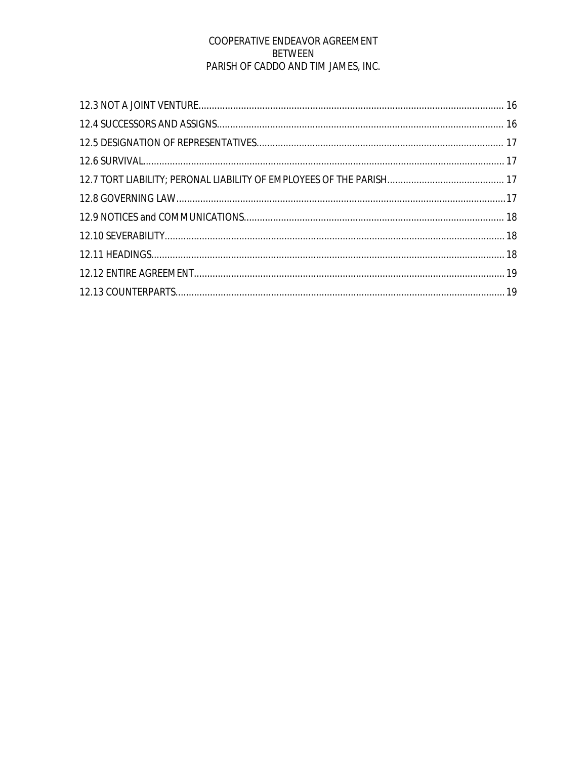12.3 NOT A JOINT VENTURE ..... 16
12.4 SUCCESSORS AND ASSIGNS ..... 16
12.5 DESIGNATION OF REPRESENTATIVES ..... 17
12.6 SURVIVAL ..... 17
12.7 TORT LIABILITY; PERONAL LIABILITY OF EMPLOYEES OF THE PARISH ..... 17
12.8 GOVERNING LAW ..... 17
12.9 NOTICES and COMMUNICATIONS ..... 18
12.10 SEVERABILITY ..... 18
12.11 HEADINGS ..... 18
12.12 ENTIRE AGREEMENT ..... 19
12.13 COUNTERPARTS ..... 19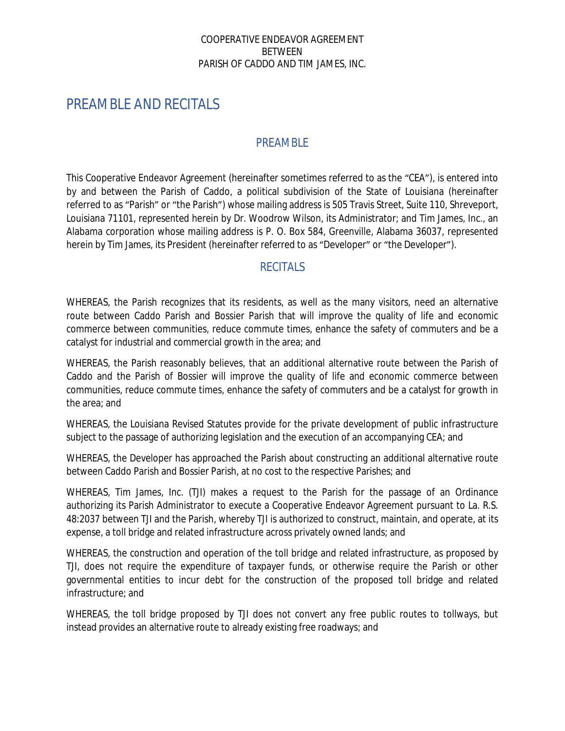COOPERATIVE ENDEAVOR AGREEMENT
BETWEEN
PARISH OF CADDO AND TIM JAMES, INC.

# PREAMBLE AND RECITALS

## PREAMBLE

This Cooperative Endeavor Agreement (hereinafter sometimes referred to as the "CEA"), is entered into by and between the Parish of Caddo, a political subdivision of the State of Louisiana (hereinafter referred to as "Parish" or "the Parish") whose mailing address is 505 Travis Street, Suite 110, Shreveport, Louisiana 71101, represented herein by Dr. Woodrow Wilson, its Administrator; and Tim James, Inc., an Alabama corporation whose mailing address is P. O. Box 584, Greenville, Alabama 36037, represented herein by Tim James, its President (hereinafter referred to as "Developer" or "the Developer").

## RECITALS

WHEREAS, the Parish recognizes that its residents, as well as the many visitors, need an alternative route between Caddo Parish and Bossier Parish that will improve the quality of life and economic commerce between communities, reduce commute times, enhance the safety of commuters and be a catalyst for industrial and commercial growth in the area; and

WHEREAS, the Parish reasonably believes, that an additional alternative route between the Parish of Caddo and the Parish of Bossier will improve the quality of life and economic commerce between communities, reduce commute times, enhance the safety of commuters and be a catalyst for growth in the area; and

WHEREAS, the Louisiana Revised Statutes provide for the private development of public infrastructure subject to the passage of authorizing legislation and the execution of an accompanying CEA; and

WHEREAS, the Developer has approached the Parish about constructing an additional alternative route between Caddo Parish and Bossier Parish, at no cost to the respective Parishes; and

WHEREAS, Tim James, Inc. (TJI) makes a request to the Parish for the passage of an Ordinance authorizing its Parish Administrator to execute a Cooperative Endeavor Agreement pursuant to La. R.S. 48:2037 between TJI and the Parish, whereby TJI is authorized to construct, maintain, and operate, at its expense, a toll bridge and related infrastructure across privately owned lands; and

WHEREAS, the construction and operation of the toll bridge and related infrastructure, as proposed by TJI, does not require the expenditure of taxpayer funds, or otherwise require the Parish or other governmental entities to incur debt for the construction of the proposed toll bridge and related infrastructure; and

WHEREAS, the toll bridge proposed by TJI does not convert any free public routes to tollways, but instead provides an alternative route to already existing free roadways; and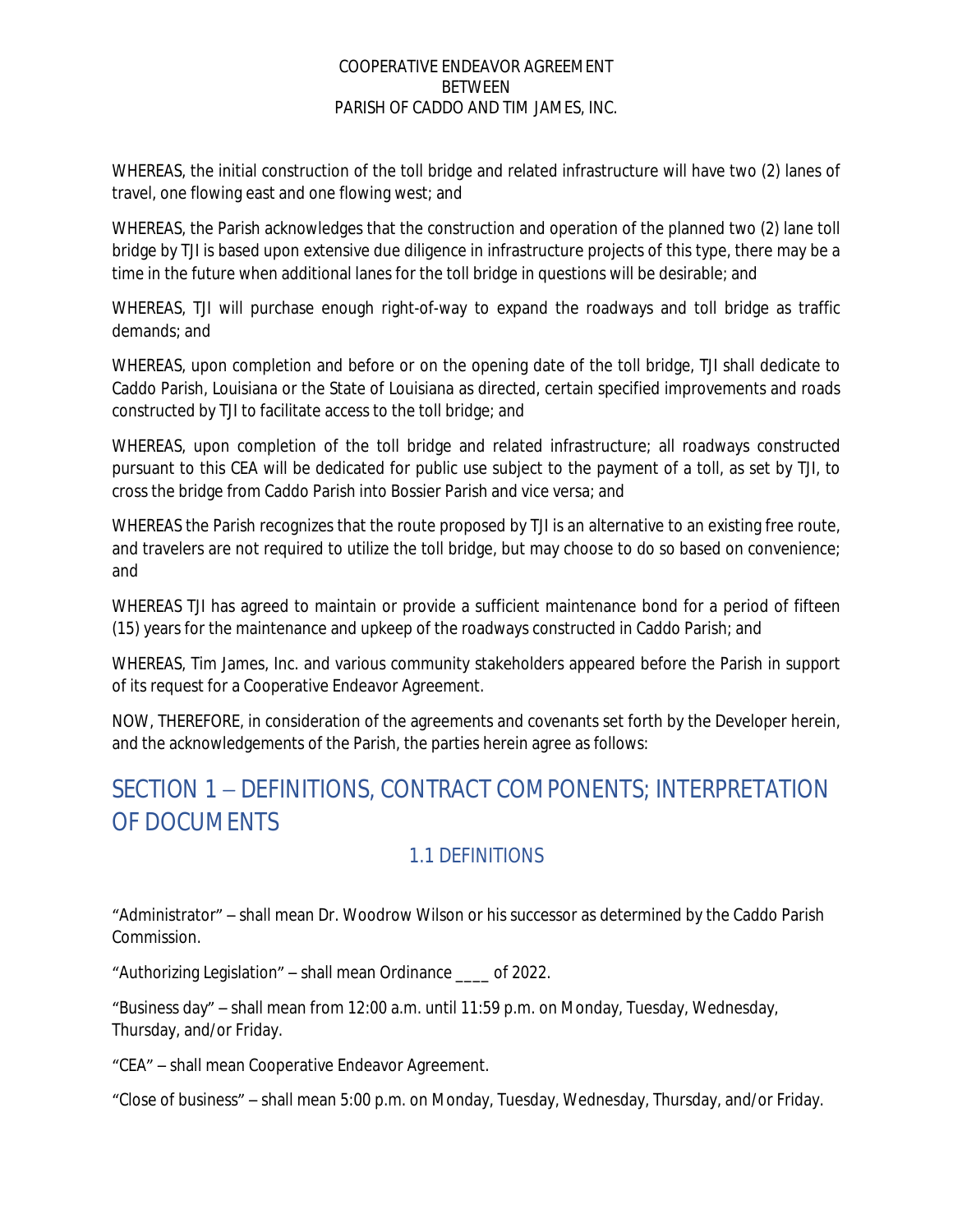WHEREAS, the initial construction of the toll bridge and related infrastructure will have two (2) lanes of travel, one flowing east and one flowing west; and

WHEREAS, the Parish acknowledges that the construction and operation of the planned two (2) lane toll bridge by TJI is based upon extensive due diligence in infrastructure projects of this type, there may be a time in the future when additional lanes for the toll bridge in questions will be desirable; and

WHEREAS, TJI will purchase enough right-of-way to expand the roadways and toll bridge as traffic demands; and

WHEREAS, upon completion and before or on the opening date of the toll bridge, TJI shall dedicate to Caddo Parish, Louisiana or the State of Louisiana as directed, certain specified improvements and roads constructed by TJI to facilitate access to the toll bridge; and

WHEREAS, upon completion of the toll bridge and related infrastructure; all roadways constructed pursuant to this CEA will be dedicated for public use subject to the payment of a toll, as set by TJI, to cross the bridge from Caddo Parish into Bossier Parish and vice versa; and

WHEREAS the Parish recognizes that the route proposed by TJI is an alternative to an existing free route, and travelers are not required to utilize the toll bridge, but may choose to do so based on convenience; and

WHEREAS TJI has agreed to maintain or provide a sufficient maintenance bond for a period of fifteen (15) years for the maintenance and upkeep of the roadways constructed in Caddo Parish; and

WHEREAS, Tim James, Inc. and various community stakeholders appeared before the Parish in support of its request for a Cooperative Endeavor Agreement.

NOW, THEREFORE, in consideration of the agreements and covenants set forth by the Developer herein, and the acknowledgements of the Parish, the parties herein agree as follows:

# SECTION 1 – DEFINITIONS, CONTRACT COMPONENTS; INTERPRETATION OF DOCUMENTS

## 1.1 DEFINITIONS

"Administrator" – shall mean Dr. Woodrow Wilson or his successor as determined by the Caddo Parish Commission.

"Authorizing Legislation" – shall mean Ordinance ____ of 2022.

"Business day" – shall mean from 12:00 a.m. until 11:59 p.m. on Monday, Tuesday, Wednesday, Thursday, and/or Friday.

"CEA" – shall mean Cooperative Endeavor Agreement.

"Close of business" – shall mean 5:00 p.m. on Monday, Tuesday, Wednesday, Thursday, and/or Friday.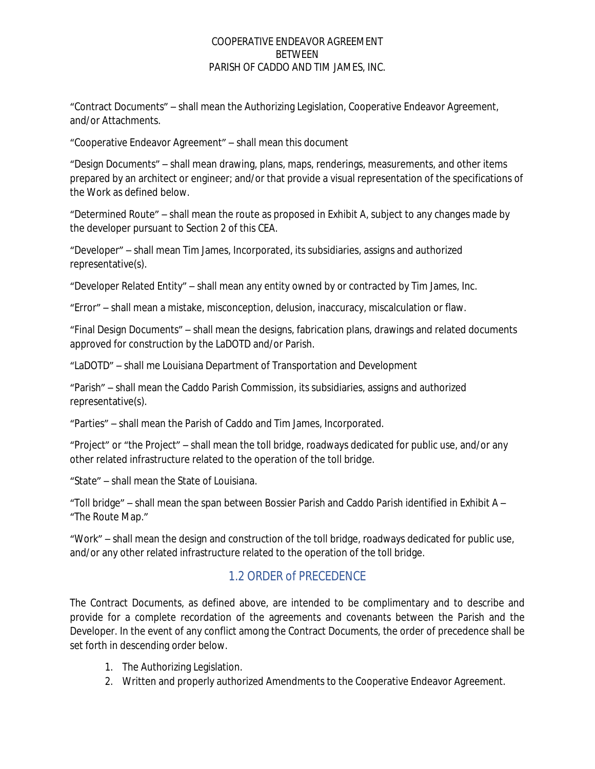“Contract Documents” – shall mean the Authorizing Legislation, Cooperative Endeavor Agreement, and/or Attachments.

“Cooperative Endeavor Agreement” – shall mean this document

“Design Documents” – shall mean drawing, plans, maps, renderings, measurements, and other items prepared by an architect or engineer; and/or that provide a visual representation of the specifications of the Work as defined below.

“Determined Route” – shall mean the route as proposed in Exhibit A, subject to any changes made by the developer pursuant to Section 2 of this CEA.

“Developer” – shall mean Tim James, Incorporated, its subsidiaries, assigns and authorized representative(s).

“Developer Related Entity” – shall mean any entity owned by or contracted by Tim James, Inc.

“Error” – shall mean a mistake, misconception, delusion, inaccuracy, miscalculation or flaw.

“Final Design Documents” – shall mean the designs, fabrication plans, drawings and related documents approved for construction by the LaDOTD and/or Parish.

“LaDOTD” – shall me Louisiana Department of Transportation and Development

“Parish” – shall mean the Caddo Parish Commission, its subsidiaries, assigns and authorized representative(s).

“Parties” – shall mean the Parish of Caddo and Tim James, Incorporated.

“Project” or “the Project” – shall mean the toll bridge, roadways dedicated for public use, and/or any other related infrastructure related to the operation of the toll bridge.

“State” – shall mean the State of Louisiana.

“Toll bridge” – shall mean the span between Bossier Parish and Caddo Parish identified in Exhibit A – “The Route Map.”

“Work” – shall mean the design and construction of the toll bridge, roadways dedicated for public use, and/or any other related infrastructure related to the operation of the toll bridge.

## 1.2 ORDER of PRECEDENCE

The Contract Documents, as defined above, are intended to be complimentary and to describe and provide for a complete recordation of the agreements and covenants between the Parish and the Developer. In the event of any conflict among the Contract Documents, the order of precedence shall be set forth in descending order below.

1. The Authorizing Legislation.
2. Written and properly authorized Amendments to the Cooperative Endeavor Agreement.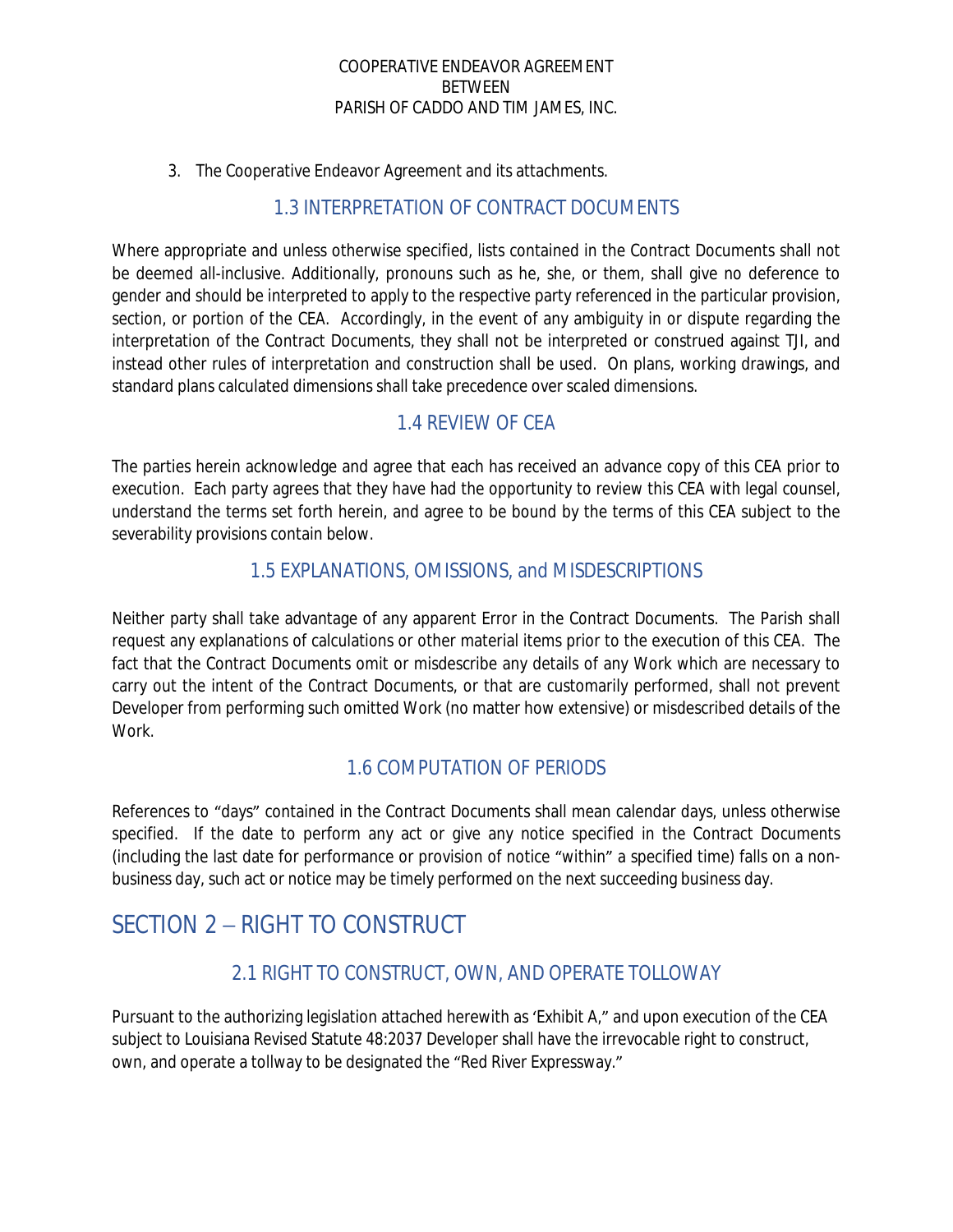3. The Cooperative Endeavor Agreement and its attachments.

### 1.3 INTERPRETATION OF CONTRACT DOCUMENTS

Where appropriate and unless otherwise specified, lists contained in the Contract Documents shall not be deemed all-inclusive. Additionally, pronouns such as he, she, or them, shall give no deference to gender and should be interpreted to apply to the respective party referenced in the particular provision, section, or portion of the CEA. Accordingly, in the event of any ambiguity in or dispute regarding the interpretation of the Contract Documents, they shall not be interpreted or construed against TJI, and instead other rules of interpretation and construction shall be used. On plans, working drawings, and standard plans calculated dimensions shall take precedence over scaled dimensions.

### 1.4 REVIEW OF CEA

The parties herein acknowledge and agree that each has received an advance copy of this CEA prior to execution. Each party agrees that they have had the opportunity to review this CEA with legal counsel, understand the terms set forth herein, and agree to be bound by the terms of this CEA subject to the severability provisions contain below.

### 1.5 EXPLANATIONS, OMISSIONS, and MISDESCRIPTIONS

Neither party shall take advantage of any apparent Error in the Contract Documents. The Parish shall request any explanations of calculations or other material items prior to the execution of this CEA. The fact that the Contract Documents omit or misdescribe any details of any Work which are necessary to carry out the intent of the Contract Documents, or that are customarily performed, shall not prevent Developer from performing such omitted Work (no matter how extensive) or misdescribed details of the Work.

### 1.6 COMPUTATION OF PERIODS

References to "days" contained in the Contract Documents shall mean calendar days, unless otherwise specified. If the date to perform any act or give any notice specified in the Contract Documents (including the last date for performance or provision of notice "within" a specified time) falls on a non-business day, such act or notice may be timely performed on the next succeeding business day.

## SECTION 2 – RIGHT TO CONSTRUCT

### 2.1 RIGHT TO CONSTRUCT, OWN, AND OPERATE TOLLOWAY

Pursuant to the authorizing legislation attached herewith as 'Exhibit A," and upon execution of the CEA subject to Louisiana Revised Statute 48:2037 Developer shall have the irrevocable right to construct, own, and operate a tollway to be designated the "Red River Expressway."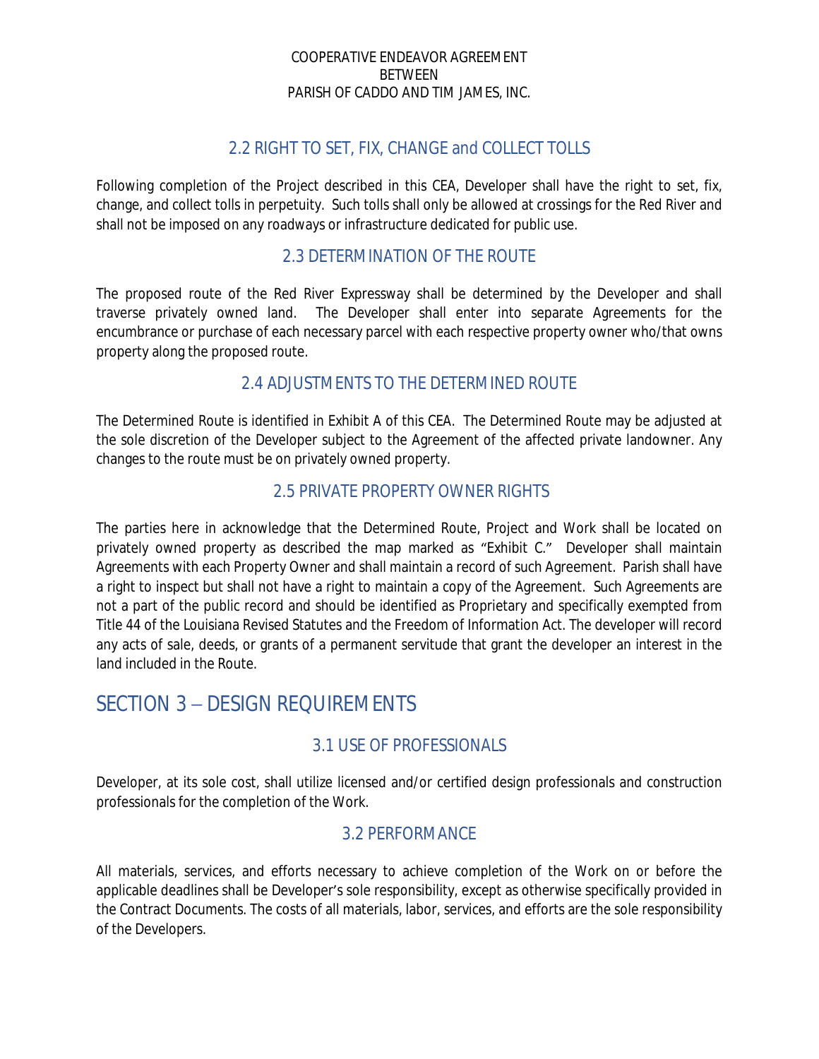### 2.2 RIGHT TO SET, FIX, CHANGE and COLLECT TOLLS

Following completion of the Project described in this CEA, Developer shall have the right to set, fix, change, and collect tolls in perpetuity. Such tolls shall only be allowed at crossings for the Red River and shall not be imposed on any roadways or infrastructure dedicated for public use.

### 2.3 DETERMINATION OF THE ROUTE

The proposed route of the Red River Expressway shall be determined by the Developer and shall traverse privately owned land. The Developer shall enter into separate Agreements for the encumbrance or purchase of each necessary parcel with each respective property owner who/that owns property along the proposed route.

### 2.4 ADJUSTMENTS TO THE DETERMINED ROUTE

The Determined Route is identified in Exhibit A of this CEA. The Determined Route may be adjusted at the sole discretion of the Developer subject to the Agreement of the affected private landowner. Any changes to the route must be on privately owned property.

### 2.5 PRIVATE PROPERTY OWNER RIGHTS

The parties here in acknowledge that the Determined Route, Project and Work shall be located on privately owned property as described the map marked as "Exhibit C." Developer shall maintain Agreements with each Property Owner and shall maintain a record of such Agreement. Parish shall have a right to inspect but shall not have a right to maintain a copy of the Agreement. Such Agreements are not a part of the public record and should be identified as Proprietary and specifically exempted from Title 44 of the Louisiana Revised Statutes and the Freedom of Information Act. The developer will record any acts of sale, deeds, or grants of a permanent servitude that grant the developer an interest in the land included in the Route.

## SECTION 3 – DESIGN REQUIREMENTS

### 3.1 USE OF PROFESSIONALS

Developer, at its sole cost, shall utilize licensed and/or certified design professionals and construction professionals for the completion of the Work.

### 3.2 PERFORMANCE

All materials, services, and efforts necessary to achieve completion of the Work on or before the applicable deadlines shall be Developer's sole responsibility, except as otherwise specifically provided in the Contract Documents. The costs of all materials, labor, services, and efforts are the sole responsibility of the Developers.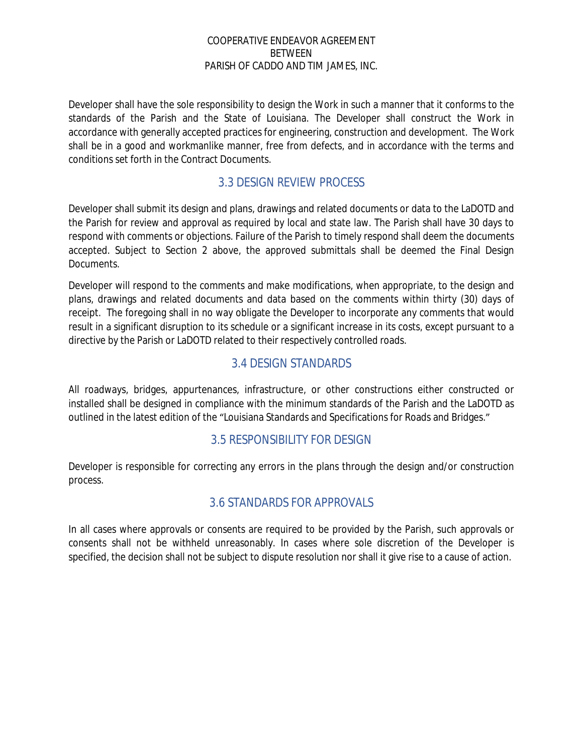Developer shall have the sole responsibility to design the Work in such a manner that it conforms to the standards of the Parish and the State of Louisiana. The Developer shall construct the Work in accordance with generally accepted practices for engineering, construction and development. The Work shall be in a good and workmanlike manner, free from defects, and in accordance with the terms and conditions set forth in the Contract Documents.

## 3.3 DESIGN REVIEW PROCESS

Developer shall submit its design and plans, drawings and related documents or data to the LaDOTD and the Parish for review and approval as required by local and state law. The Parish shall have 30 days to respond with comments or objections. Failure of the Parish to timely respond shall deem the documents accepted. Subject to Section 2 above, the approved submittals shall be deemed the Final Design Documents.

Developer will respond to the comments and make modifications, when appropriate, to the design and plans, drawings and related documents and data based on the comments within thirty (30) days of receipt. The foregoing shall in no way obligate the Developer to incorporate any comments that would result in a significant disruption to its schedule or a significant increase in its costs, except pursuant to a directive by the Parish or LaDOTD related to their respectively controlled roads.

## 3.4 DESIGN STANDARDS

All roadways, bridges, appurtenances, infrastructure, or other constructions either constructed or installed shall be designed in compliance with the minimum standards of the Parish and the LaDOTD as outlined in the latest edition of the "Louisiana Standards and Specifications for Roads and Bridges."

## 3.5 RESPONSIBILITY FOR DESIGN

Developer is responsible for correcting any errors in the plans through the design and/or construction process.

## 3.6 STANDARDS FOR APPROVALS

In all cases where approvals or consents are required to be provided by the Parish, such approvals or consents shall not be withheld unreasonably. In cases where sole discretion of the Developer is specified, the decision shall not be subject to dispute resolution nor shall it give rise to a cause of action.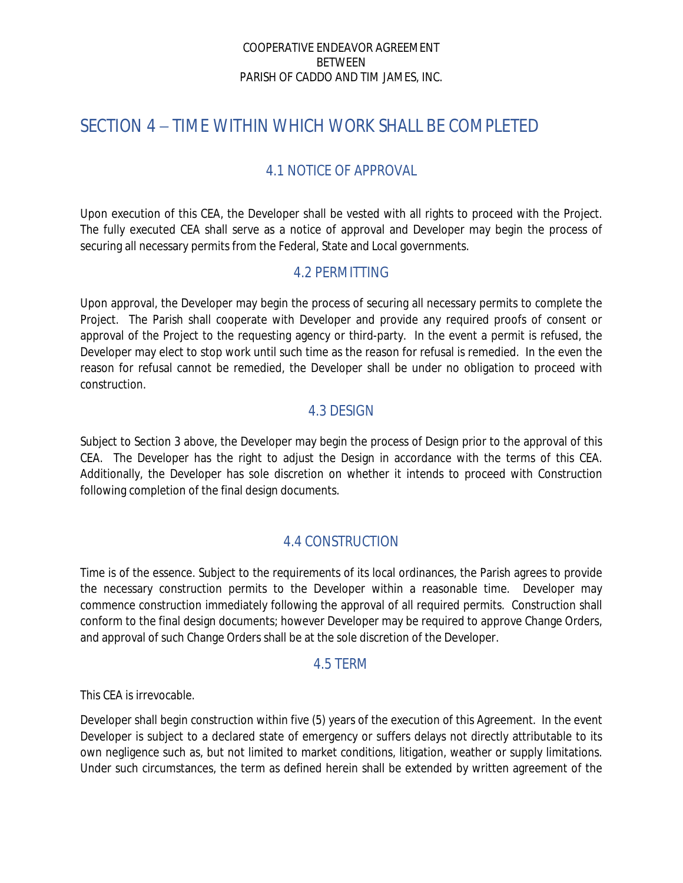## SECTION 4 – TIME WITHIN WHICH WORK SHALL BE COMPLETED

### 4.1 NOTICE OF APPROVAL

Upon execution of this CEA, the Developer shall be vested with all rights to proceed with the Project. The fully executed CEA shall serve as a notice of approval and Developer may begin the process of securing all necessary permits from the Federal, State and Local governments.

### 4.2 PERMITTING

Upon approval, the Developer may begin the process of securing all necessary permits to complete the Project. The Parish shall cooperate with Developer and provide any required proofs of consent or approval of the Project to the requesting agency or third-party. In the event a permit is refused, the Developer may elect to stop work until such time as the reason for refusal is remedied. In the even the reason for refusal cannot be remedied, the Developer shall be under no obligation to proceed with construction.

### 4.3 DESIGN

Subject to Section 3 above, the Developer may begin the process of Design prior to the approval of this CEA. The Developer has the right to adjust the Design in accordance with the terms of this CEA. Additionally, the Developer has sole discretion on whether it intends to proceed with Construction following completion of the final design documents.

### 4.4 CONSTRUCTION

Time is of the essence. Subject to the requirements of its local ordinances, the Parish agrees to provide the necessary construction permits to the Developer within a reasonable time. Developer may commence construction immediately following the approval of all required permits. Construction shall conform to the final design documents; however Developer may be required to approve Change Orders, and approval of such Change Orders shall be at the sole discretion of the Developer.

### 4.5 TERM

This CEA is irrevocable.

Developer shall begin construction within five (5) years of the execution of this Agreement. In the event Developer is subject to a declared state of emergency or suffers delays not directly attributable to its own negligence such as, but not limited to market conditions, litigation, weather or supply limitations. Under such circumstances, the term as defined herein shall be extended by written agreement of the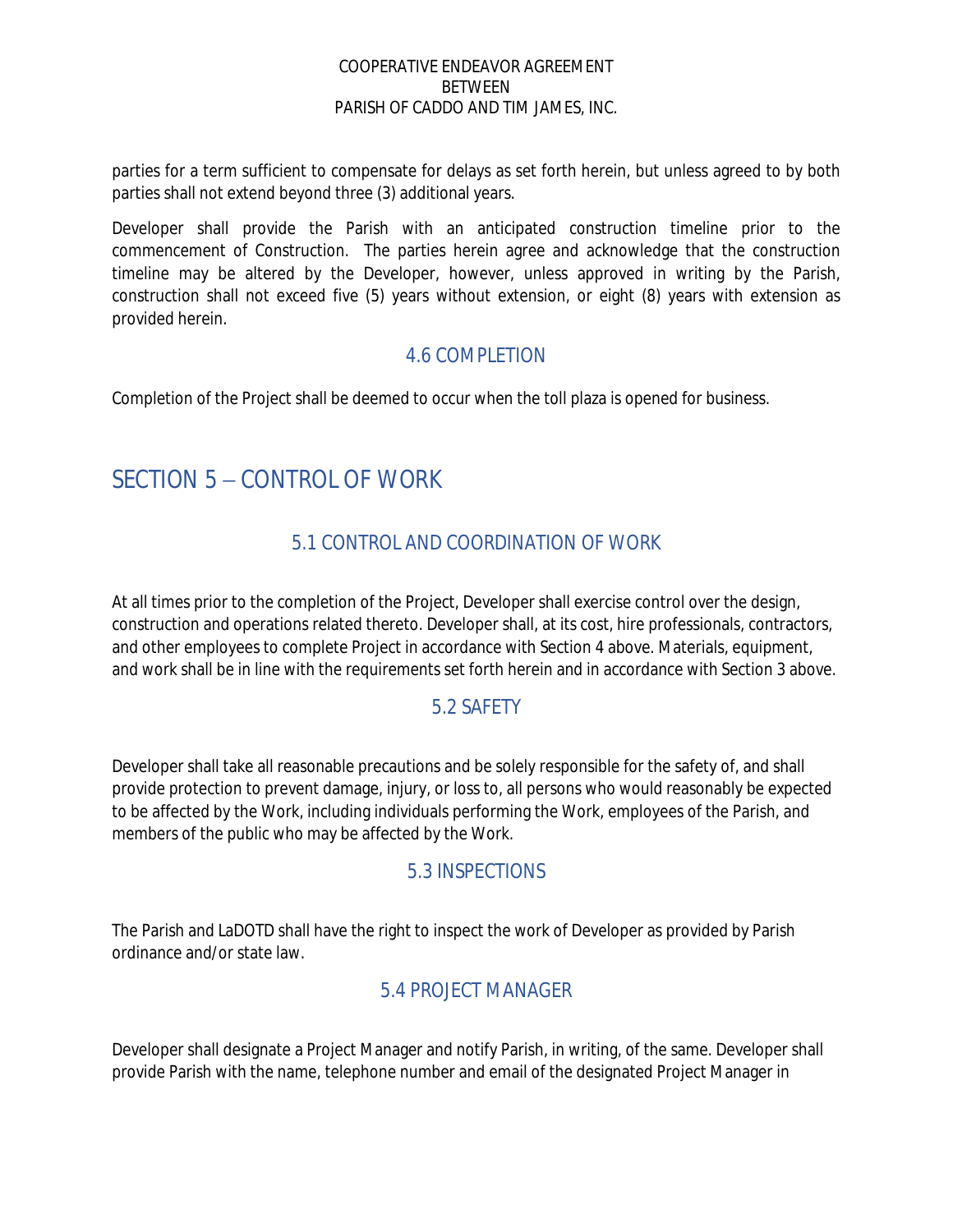parties for a term sufficient to compensate for delays as set forth herein, but unless agreed to by both parties shall not extend beyond three (3) additional years.

Developer shall provide the Parish with an anticipated construction timeline prior to the commencement of Construction. The parties herein agree and acknowledge that the construction timeline may be altered by the Developer, however, unless approved in writing by the Parish, construction shall not exceed five (5) years without extension, or eight (8) years with extension as provided herein.

### 4.6 COMPLETION

Completion of the Project shall be deemed to occur when the toll plaza is opened for business.

## SECTION 5 – CONTROL OF WORK

### 5.1 CONTROL AND COORDINATION OF WORK

At all times prior to the completion of the Project, Developer shall exercise control over the design, construction and operations related thereto. Developer shall, at its cost, hire professionals, contractors, and other employees to complete Project in accordance with Section 4 above. Materials, equipment, and work shall be in line with the requirements set forth herein and in accordance with Section 3 above.

### 5.2 SAFETY

Developer shall take all reasonable precautions and be solely responsible for the safety of, and shall provide protection to prevent damage, injury, or loss to, all persons who would reasonably be expected to be affected by the Work, including individuals performing the Work, employees of the Parish, and members of the public who may be affected by the Work.

### 5.3 INSPECTIONS

The Parish and LaDOTD shall have the right to inspect the work of Developer as provided by Parish ordinance and/or state law.

### 5.4 PROJECT MANAGER

Developer shall designate a Project Manager and notify Parish, in writing, of the same. Developer shall provide Parish with the name, telephone number and email of the designated Project Manager in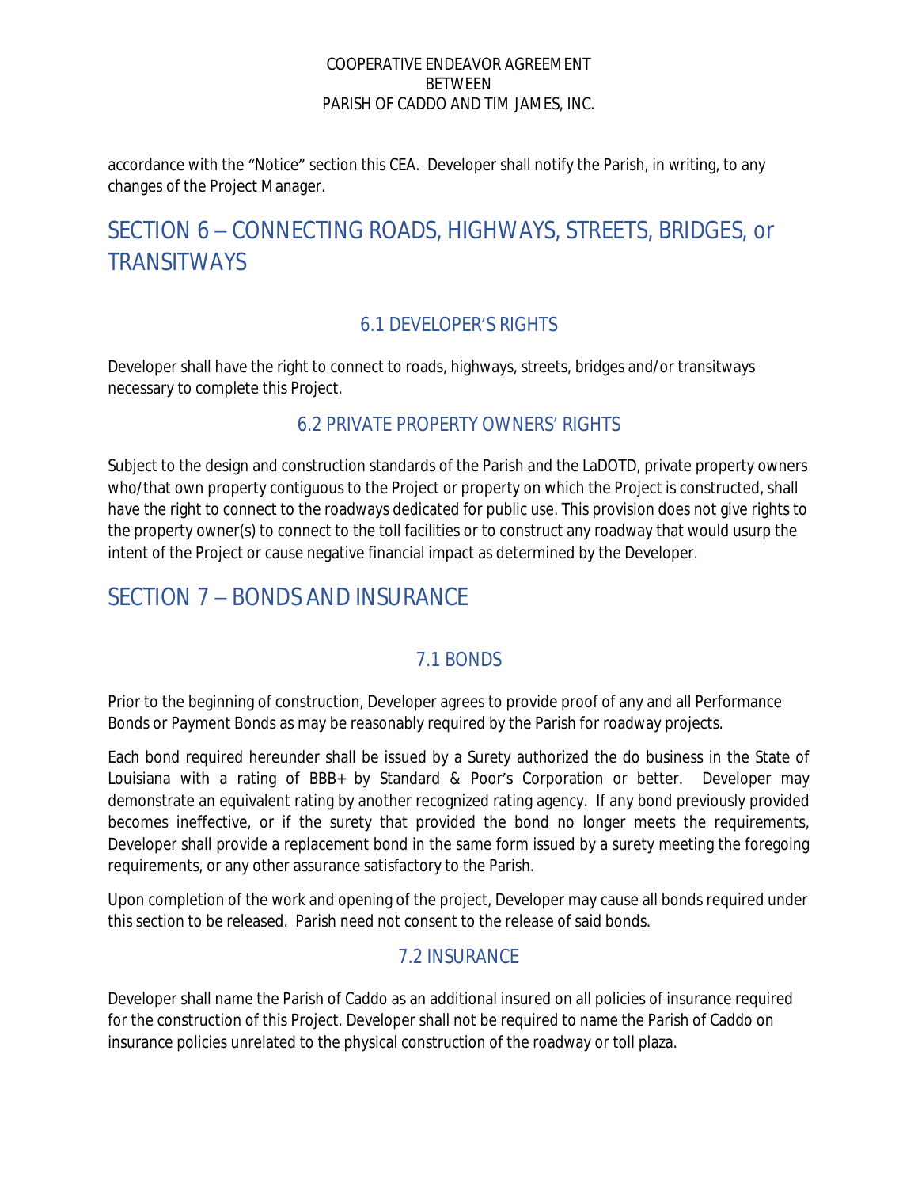accordance with the "Notice" section this CEA. Developer shall notify the Parish, in writing, to any changes of the Project Manager.

# SECTION 6 – CONNECTING ROADS, HIGHWAYS, STREETS, BRIDGES, or TRANSITWAYS

## 6.1 DEVELOPER'S RIGHTS

Developer shall have the right to connect to roads, highways, streets, bridges and/or transitways necessary to complete this Project.

## 6.2 PRIVATE PROPERTY OWNERS' RIGHTS

Subject to the design and construction standards of the Parish and the LaDOTD, private property owners who/that own property contiguous to the Project or property on which the Project is constructed, shall have the right to connect to the roadways dedicated for public use. This provision does not give rights to the property owner(s) to connect to the toll facilities or to construct any roadway that would usurp the intent of the Project or cause negative financial impact as determined by the Developer.

# SECTION 7 – BONDS AND INSURANCE

## 7.1 BONDS

Prior to the beginning of construction, Developer agrees to provide proof of any and all Performance Bonds or Payment Bonds as may be reasonably required by the Parish for roadway projects.

Each bond required hereunder shall be issued by a Surety authorized the do business in the State of Louisiana with a rating of BBB+ by Standard & Poor's Corporation or better. Developer may demonstrate an equivalent rating by another recognized rating agency. If any bond previously provided becomes ineffective, or if the surety that provided the bond no longer meets the requirements, Developer shall provide a replacement bond in the same form issued by a surety meeting the foregoing requirements, or any other assurance satisfactory to the Parish.

Upon completion of the work and opening of the project, Developer may cause all bonds required under this section to be released. Parish need not consent to the release of said bonds.

## 7.2 INSURANCE

Developer shall name the Parish of Caddo as an additional insured on all policies of insurance required for the construction of this Project. Developer shall not be required to name the Parish of Caddo on insurance policies unrelated to the physical construction of the roadway or toll plaza.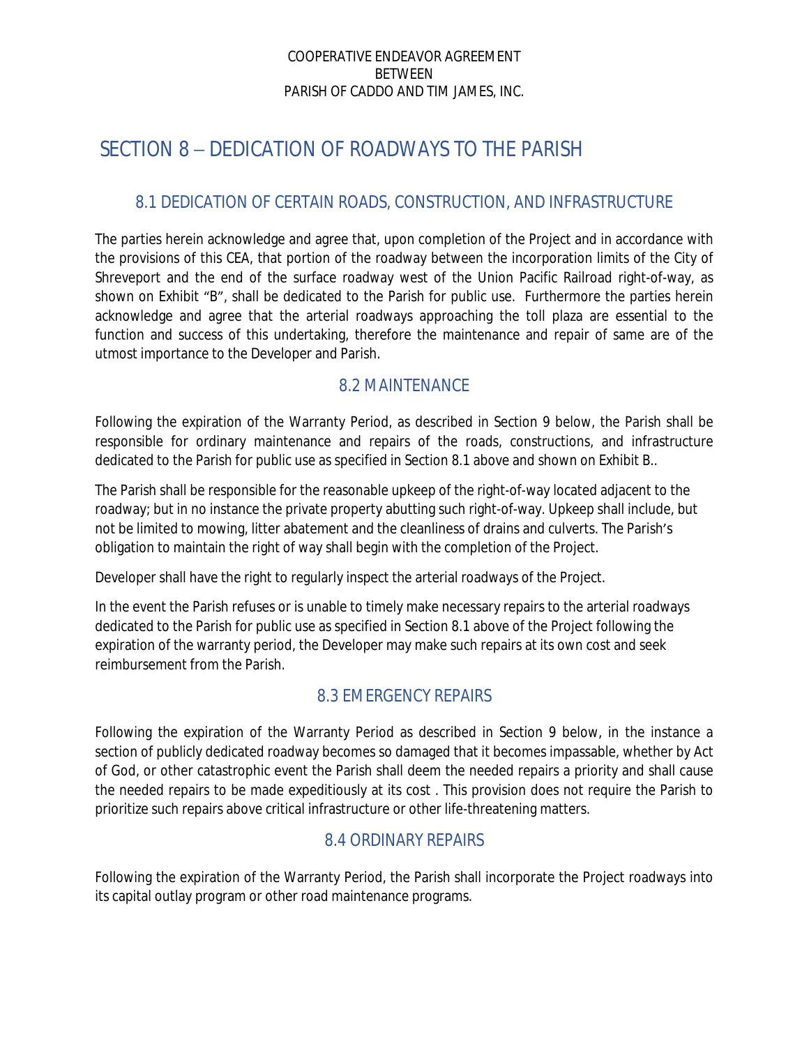# SECTION 8 – DEDICATION OF ROADWAYS TO THE PARISH

## 8.1 DEDICATION OF CERTAIN ROADS, CONSTRUCTION, AND INFRASTRUCTURE

The parties herein acknowledge and agree that, upon completion of the Project and in accordance with the provisions of this CEA, that portion of the roadway between the incorporation limits of the City of Shreveport and the end of the surface roadway west of the Union Pacific Railroad right-of-way, as shown on Exhibit "B", shall be dedicated to the Parish for public use. Furthermore the parties herein acknowledge and agree that the arterial roadways approaching the toll plaza are essential to the function and success of this undertaking, therefore the maintenance and repair of same are of the utmost importance to the Developer and Parish.

## 8.2 MAINTENANCE

Following the expiration of the Warranty Period, as described in Section 9 below, the Parish shall be responsible for ordinary maintenance and repairs of the roads, constructions, and infrastructure dedicated to the Parish for public use as specified in Section 8.1 above and shown on Exhibit B..

The Parish shall be responsible for the reasonable upkeep of the right-of-way located adjacent to the roadway; but in no instance the private property abutting such right-of-way. Upkeep shall include, but not be limited to mowing, litter abatement and the cleanliness of drains and culverts. The Parish's obligation to maintain the right of way shall begin with the completion of the Project.

Developer shall have the right to regularly inspect the arterial roadways of the Project.

In the event the Parish refuses or is unable to timely make necessary repairs to the arterial roadways dedicated to the Parish for public use as specified in Section 8.1 above of the Project following the expiration of the warranty period, the Developer may make such repairs at its own cost and seek reimbursement from the Parish.

## 8.3 EMERGENCY REPAIRS

Following the expiration of the Warranty Period as described in Section 9 below, in the instance a section of publicly dedicated roadway becomes so damaged that it becomes impassable, whether by Act of God, or other catastrophic event the Parish shall deem the needed repairs a priority and shall cause the needed repairs to be made expeditiously at its cost . This provision does not require the Parish to prioritize such repairs above critical infrastructure or other life-threatening matters.

## 8.4 ORDINARY REPAIRS

Following the expiration of the Warranty Period, the Parish shall incorporate the Project roadways into its capital outlay program or other road maintenance programs.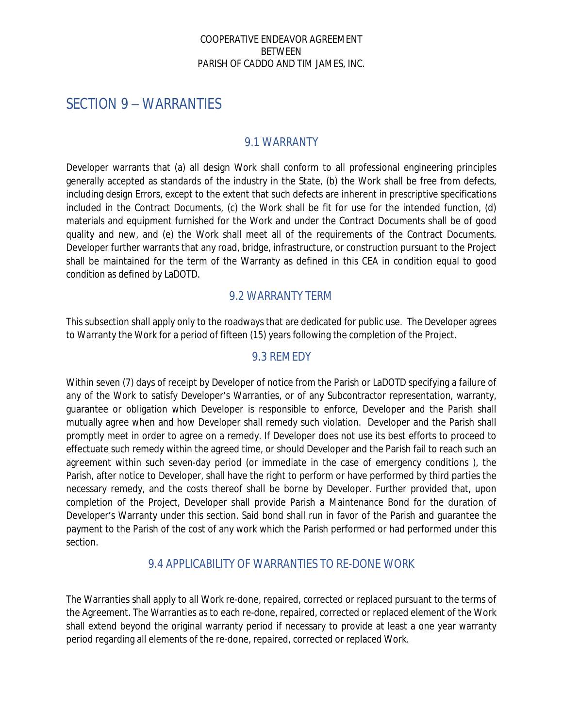# SECTION 9 – WARRANTIES

## 9.1 WARRANTY

Developer warrants that (a) all design Work shall conform to all professional engineering principles generally accepted as standards of the industry in the State, (b) the Work shall be free from defects, including design Errors, except to the extent that such defects are inherent in prescriptive specifications included in the Contract Documents, (c) the Work shall be fit for use for the intended function, (d) materials and equipment furnished for the Work and under the Contract Documents shall be of good quality and new, and (e) the Work shall meet all of the requirements of the Contract Documents. Developer further warrants that any road, bridge, infrastructure, or construction pursuant to the Project shall be maintained for the term of the Warranty as defined in this CEA in condition equal to good condition as defined by LaDOTD.

## 9.2 WARRANTY TERM

This subsection shall apply only to the roadways that are dedicated for public use. The Developer agrees to Warranty the Work for a period of fifteen (15) years following the completion of the Project.

## 9.3 REMEDY

Within seven (7) days of receipt by Developer of notice from the Parish or LaDOTD specifying a failure of any of the Work to satisfy Developer's Warranties, or of any Subcontractor representation, warranty, guarantee or obligation which Developer is responsible to enforce, Developer and the Parish shall mutually agree when and how Developer shall remedy such violation. Developer and the Parish shall promptly meet in order to agree on a remedy. If Developer does not use its best efforts to proceed to effectuate such remedy within the agreed time, or should Developer and the Parish fail to reach such an agreement within such seven-day period (or immediate in the case of emergency conditions ), the Parish, after notice to Developer, shall have the right to perform or have performed by third parties the necessary remedy, and the costs thereof shall be borne by Developer. Further provided that, upon completion of the Project, Developer shall provide Parish a Maintenance Bond for the duration of Developer's Warranty under this section. Said bond shall run in favor of the Parish and guarantee the payment to the Parish of the cost of any work which the Parish performed or had performed under this section.

## 9.4 APPLICABILITY OF WARRANTIES TO RE-DONE WORK

The Warranties shall apply to all Work re-done, repaired, corrected or replaced pursuant to the terms of the Agreement. The Warranties as to each re-done, repaired, corrected or replaced element of the Work shall extend beyond the original warranty period if necessary to provide at least a one year warranty period regarding all elements of the re-done, repaired, corrected or replaced Work.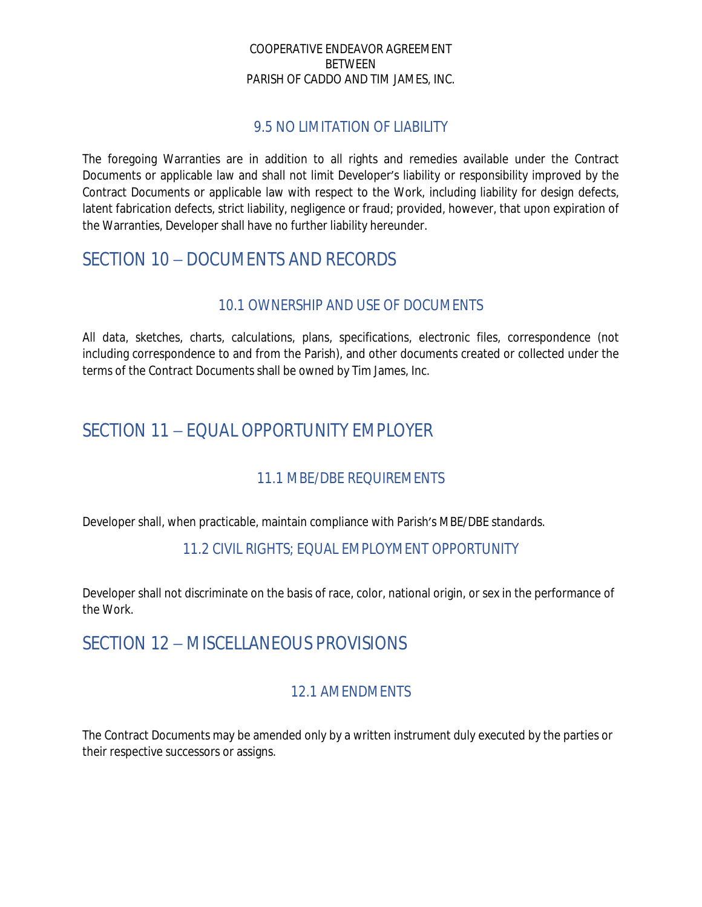### 9.5 NO LIMITATION OF LIABILITY

The foregoing Warranties are in addition to all rights and remedies available under the Contract Documents or applicable law and shall not limit Developer's liability or responsibility improved by the Contract Documents or applicable law with respect to the Work, including liability for design defects, latent fabrication defects, strict liability, negligence or fraud; provided, however, that upon expiration of the Warranties, Developer shall have no further liability hereunder.

## SECTION 10 – DOCUMENTS AND RECORDS

### 10.1 OWNERSHIP AND USE OF DOCUMENTS

All data, sketches, charts, calculations, plans, specifications, electronic files, correspondence (not including correspondence to and from the Parish), and other documents created or collected under the terms of the Contract Documents shall be owned by Tim James, Inc.

## SECTION 11 – EQUAL OPPORTUNITY EMPLOYER

### 11.1 MBE/DBE REQUIREMENTS

Developer shall, when practicable, maintain compliance with Parish's MBE/DBE standards.

### 11.2 CIVIL RIGHTS; EQUAL EMPLOYMENT OPPORTUNITY

Developer shall not discriminate on the basis of race, color, national origin, or sex in the performance of the Work.

## SECTION 12 – MISCELLANEOUS PROVISIONS

### 12.1 AMENDMENTS

The Contract Documents may be amended only by a written instrument duly executed by the parties or their respective successors or assigns.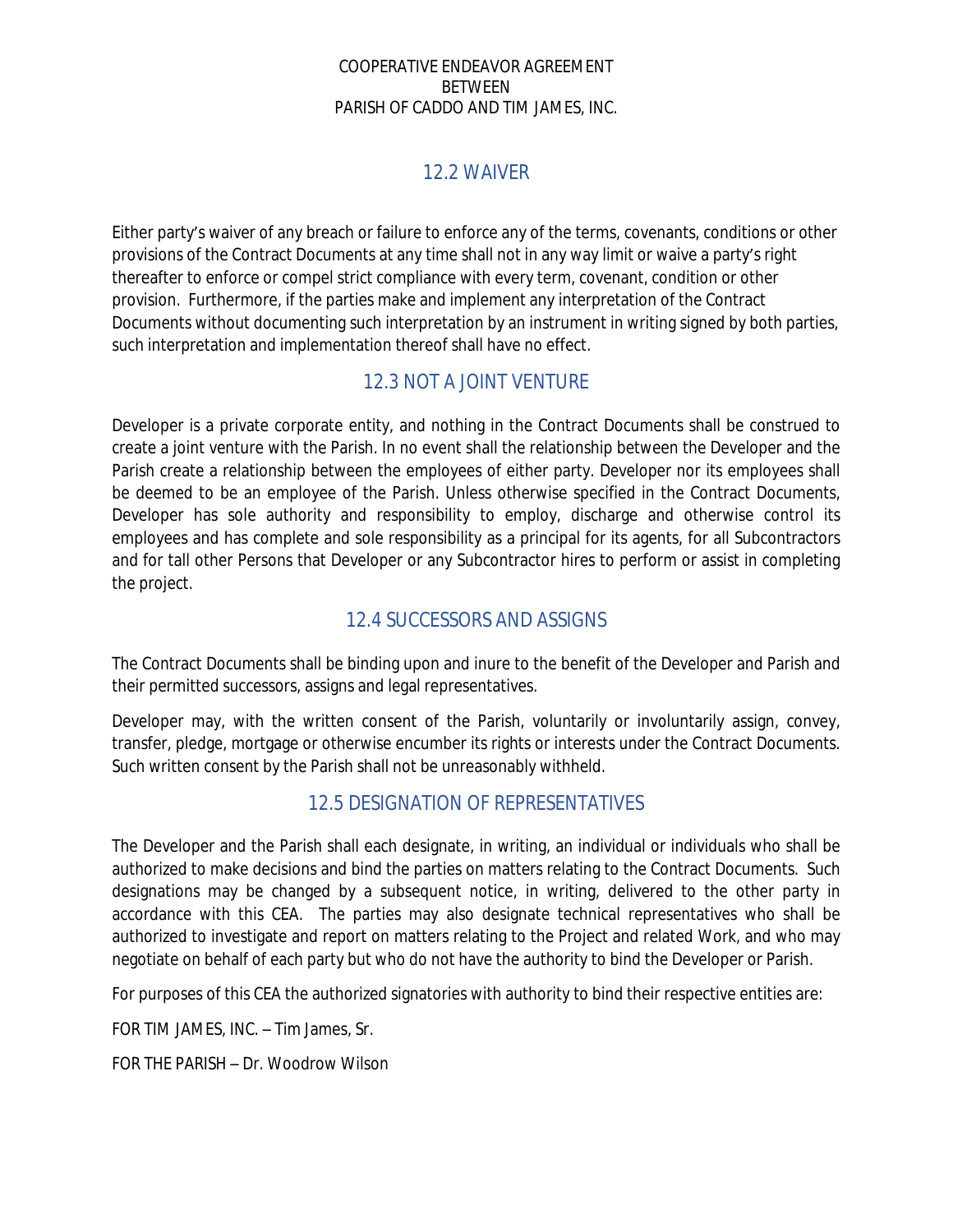## 12.2 WAIVER

Either party's waiver of any breach or failure to enforce any of the terms, covenants, conditions or other provisions of the Contract Documents at any time shall not in any way limit or waive a party's right thereafter to enforce or compel strict compliance with every term, covenant, condition or other provision. Furthermore, if the parties make and implement any interpretation of the Contract Documents without documenting such interpretation by an instrument in writing signed by both parties, such interpretation and implementation thereof shall have no effect.

## 12.3 NOT A JOINT VENTURE

Developer is a private corporate entity, and nothing in the Contract Documents shall be construed to create a joint venture with the Parish. In no event shall the relationship between the Developer and the Parish create a relationship between the employees of either party. Developer nor its employees shall be deemed to be an employee of the Parish. Unless otherwise specified in the Contract Documents, Developer has sole authority and responsibility to employ, discharge and otherwise control its employees and has complete and sole responsibility as a principal for its agents, for all Subcontractors and for tall other Persons that Developer or any Subcontractor hires to perform or assist in completing the project.

## 12.4 SUCCESSORS AND ASSIGNS

The Contract Documents shall be binding upon and inure to the benefit of the Developer and Parish and their permitted successors, assigns and legal representatives.

Developer may, with the written consent of the Parish, voluntarily or involuntarily assign, convey, transfer, pledge, mortgage or otherwise encumber its rights or interests under the Contract Documents. Such written consent by the Parish shall not be unreasonably withheld.

## 12.5 DESIGNATION OF REPRESENTATIVES

The Developer and the Parish shall each designate, in writing, an individual or individuals who shall be authorized to make decisions and bind the parties on matters relating to the Contract Documents. Such designations may be changed by a subsequent notice, in writing, delivered to the other party in accordance with this CEA. The parties may also designate technical representatives who shall be authorized to investigate and report on matters relating to the Project and related Work, and who may negotiate on behalf of each party but who do not have the authority to bind the Developer or Parish.

For purposes of this CEA the authorized signatories with authority to bind their respective entities are:

FOR TIM JAMES, INC. – Tim James, Sr.

FOR THE PARISH – Dr. Woodrow Wilson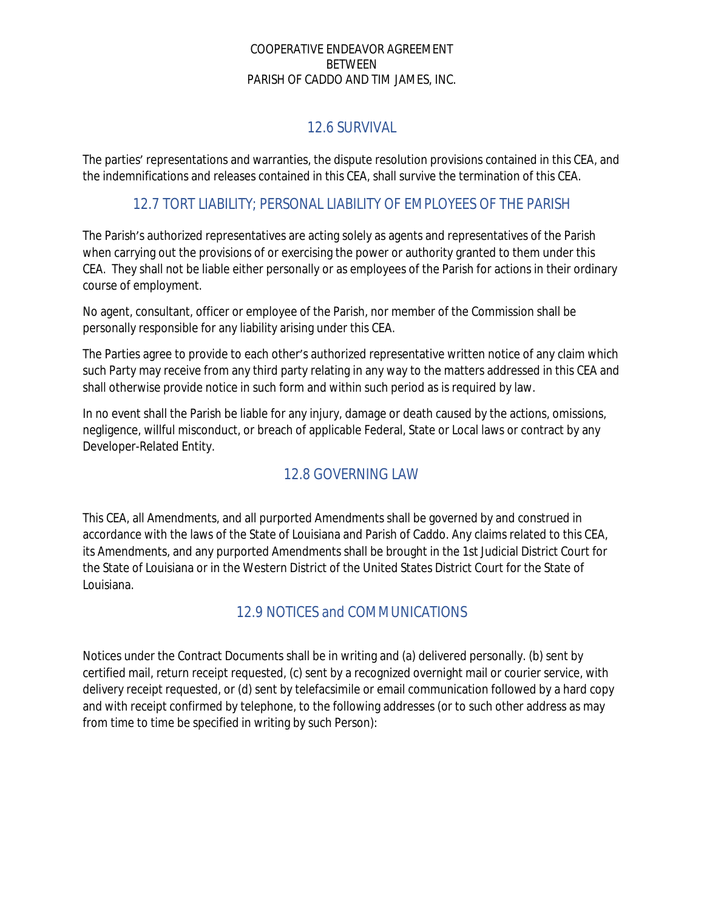## 12.6 SURVIVAL

The parties' representations and warranties, the dispute resolution provisions contained in this CEA, and the indemnifications and releases contained in this CEA, shall survive the termination of this CEA.

## 12.7 TORT LIABILITY; PERSONAL LIABILITY OF EMPLOYEES OF THE PARISH

The Parish's authorized representatives are acting solely as agents and representatives of the Parish when carrying out the provisions of or exercising the power or authority granted to them under this CEA. They shall not be liable either personally or as employees of the Parish for actions in their ordinary course of employment.

No agent, consultant, officer or employee of the Parish, nor member of the Commission shall be personally responsible for any liability arising under this CEA.

The Parties agree to provide to each other's authorized representative written notice of any claim which such Party may receive from any third party relating in any way to the matters addressed in this CEA and shall otherwise provide notice in such form and within such period as is required by law.

In no event shall the Parish be liable for any injury, damage or death caused by the actions, omissions, negligence, willful misconduct, or breach of applicable Federal, State or Local laws or contract by any Developer-Related Entity.

## 12.8 GOVERNING LAW

This CEA, all Amendments, and all purported Amendments shall be governed by and construed in accordance with the laws of the State of Louisiana and Parish of Caddo. Any claims related to this CEA, its Amendments, and any purported Amendments shall be brought in the 1st Judicial District Court for the State of Louisiana or in the Western District of the United States District Court for the State of Louisiana.

## 12.9 NOTICES and COMMUNICATIONS

Notices under the Contract Documents shall be in writing and (a) delivered personally. (b) sent by certified mail, return receipt requested, (c) sent by a recognized overnight mail or courier service, with delivery receipt requested, or (d) sent by telefacsimile or email communication followed by a hard copy and with receipt confirmed by telephone, to the following addresses (or to such other address as may from time to time be specified in writing by such Person):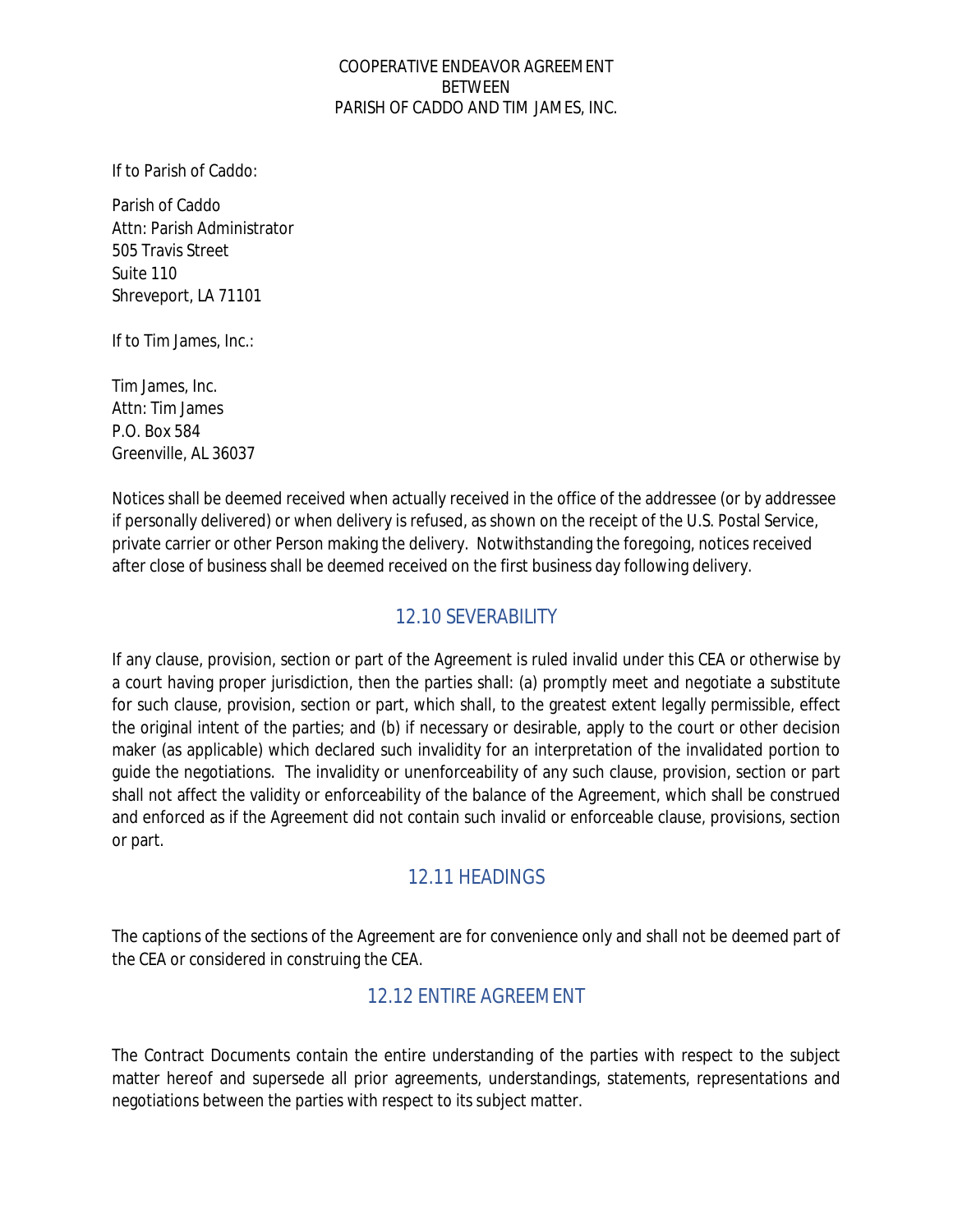If to Parish of Caddo:

Parish of Caddo
Attn: Parish Administrator
505 Travis Street
Suite 110
Shreveport, LA 71101

If to Tim James, Inc.:

Tim James, Inc.
Attn: Tim James
P.O. Box 584
Greenville, AL 36037

Notices shall be deemed received when actually received in the office of the addressee (or by addressee if personally delivered) or when delivery is refused, as shown on the receipt of the U.S. Postal Service, private carrier or other Person making the delivery. Notwithstanding the foregoing, notices received after close of business shall be deemed received on the first business day following delivery.

## 12.10 SEVERABILITY

If any clause, provision, section or part of the Agreement is ruled invalid under this CEA or otherwise by a court having proper jurisdiction, then the parties shall: (a) promptly meet and negotiate a substitute for such clause, provision, section or part, which shall, to the greatest extent legally permissible, effect the original intent of the parties; and (b) if necessary or desirable, apply to the court or other decision maker (as applicable) which declared such invalidity for an interpretation of the invalidated portion to guide the negotiations. The invalidity or unenforceability of any such clause, provision, section or part shall not affect the validity or enforceability of the balance of the Agreement, which shall be construed and enforced as if the Agreement did not contain such invalid or enforceable clause, provisions, section or part.

## 12.11 HEADINGS

The captions of the sections of the Agreement are for convenience only and shall not be deemed part of the CEA or considered in construing the CEA.

## 12.12 ENTIRE AGREEMENT

The Contract Documents contain the entire understanding of the parties with respect to the subject matter hereof and supersede all prior agreements, understandings, statements, representations and negotiations between the parties with respect to its subject matter.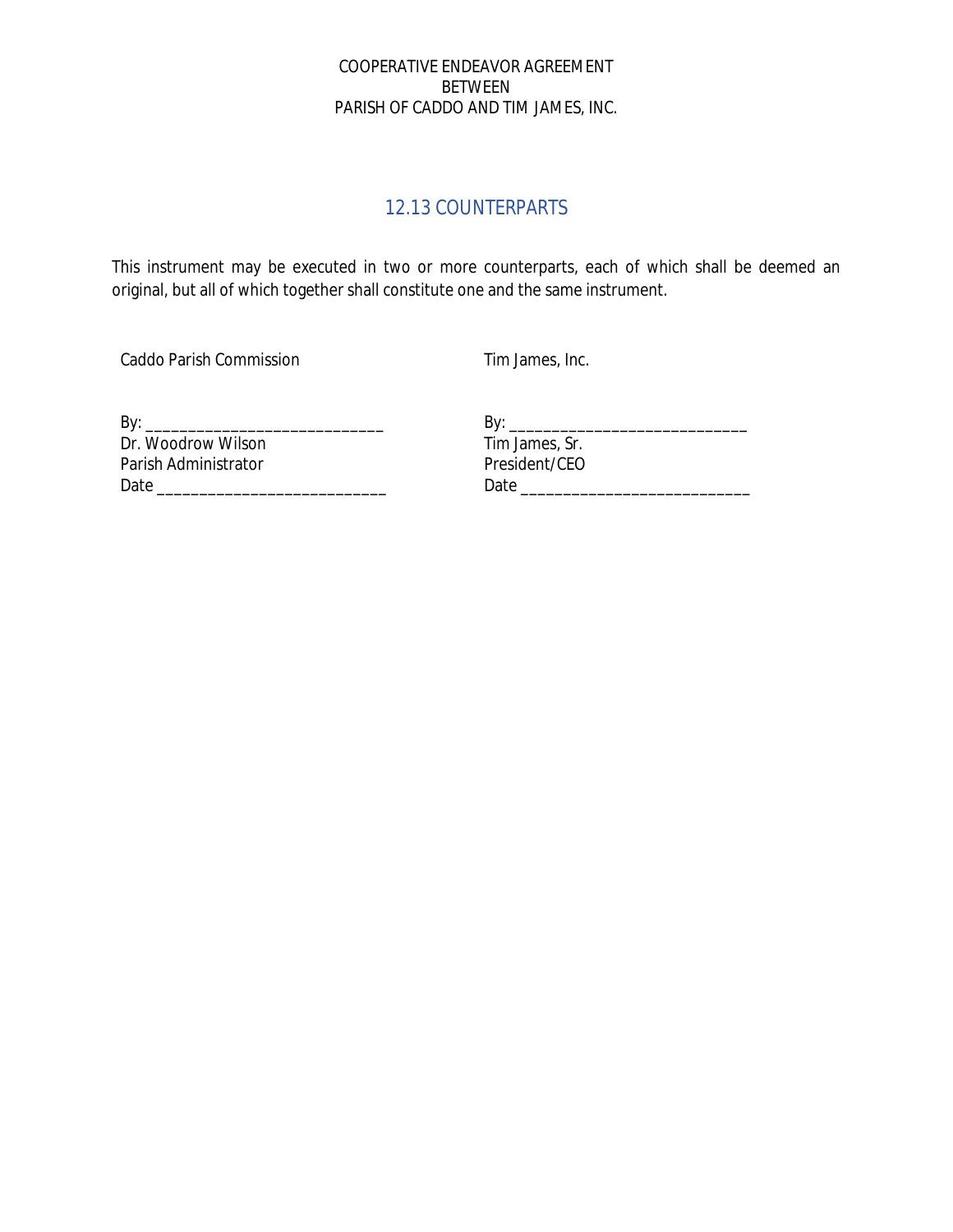COOPERATIVE ENDEAVOR AGREEMENT
BETWEEN
PARISH OF CADDO AND TIM JAMES, INC.

## 12.13 COUNTERPARTS

This instrument may be executed in two or more counterparts, each of which shall be deemed an original, but all of which together shall constitute one and the same instrument.

| | |
|---|---|
| Caddo Parish Commission | Tim James, Inc. |
| By: ___________________________ | By: ___________________________ |
| Dr. Woodrow Wilson | Tim James, Sr. |
| Parish Administrator | President/CEO |
| Date ___________________________ | Date ___________________________ |